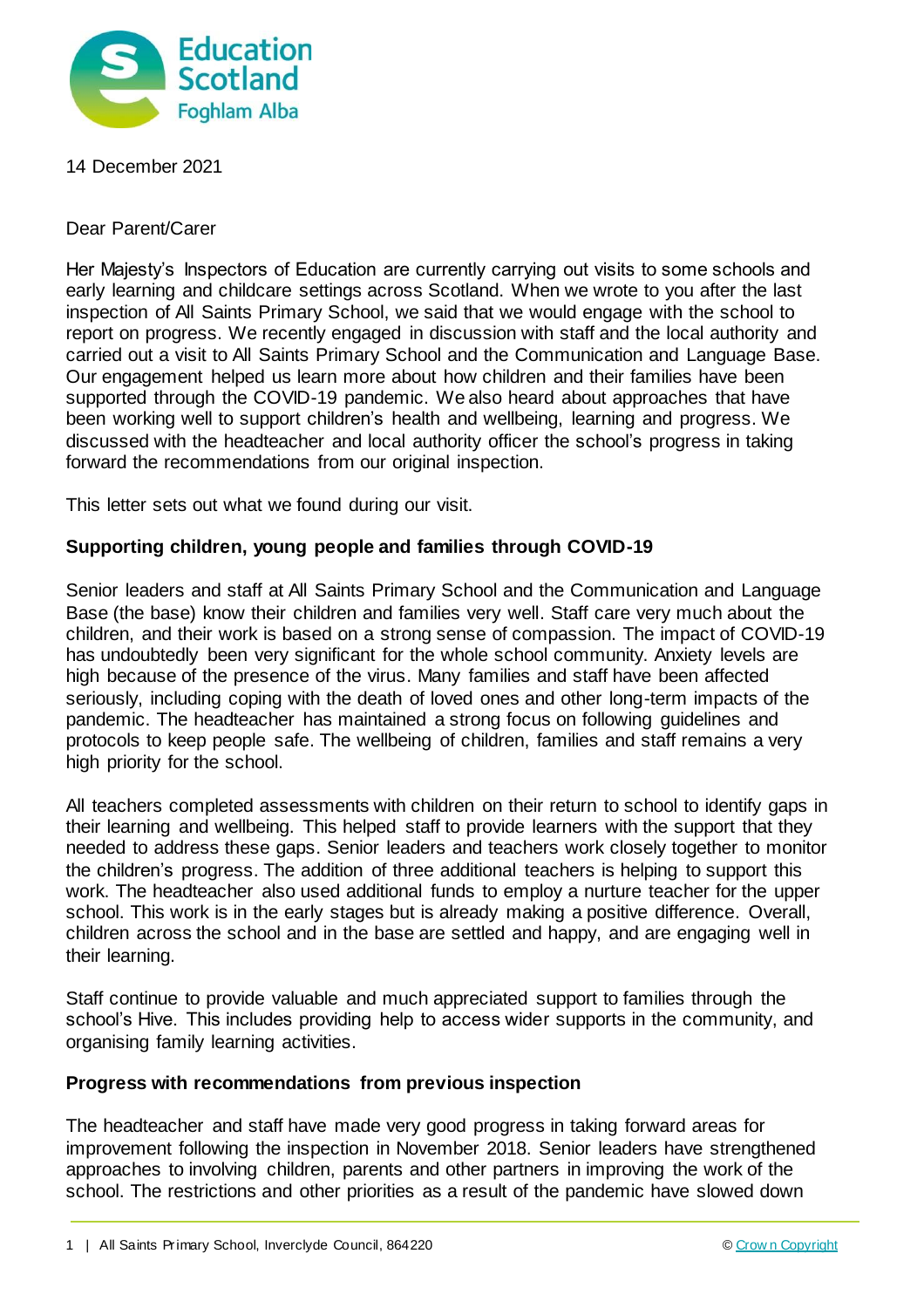Education Scotland
Foghlam Alba

14 December 2021

Dear Parent/Carer

Her Majesty's Inspectors of Education are currently carrying out visits to some schools and early learning and childcare settings across Scotland. When we wrote to you after the last inspection of All Saints Primary School, we said that we would engage with the school to report on progress. We recently engaged in discussion with staff and the local authority and carried out a visit to All Saints Primary School and the Communication and Language Base. Our engagement helped us learn more about how children and their families have been supported through the COVID-19 pandemic. We also heard about approaches that have been working well to support children's health and wellbeing, learning and progress. We discussed with the headteacher and local authority officer the school's progress in taking forward the recommendations from our original inspection.

This letter sets out what we found during our visit.

**Supporting children, young people and families through COVID-19**

Senior leaders and staff at All Saints Primary School and the Communication and Language Base (the base) know their children and families very well. Staff care very much about the children, and their work is based on a strong sense of compassion. The impact of COVID-19 has undoubtedly been very significant for the whole school community. Anxiety levels are high because of the presence of the virus. Many families and staff have been affected seriously, including coping with the death of loved ones and other long-term impacts of the pandemic. The headteacher has maintained a strong focus on following guidelines and protocols to keep people safe. The wellbeing of children, families and staff remains a very high priority for the school.

All teachers completed assessments with children on their return to school to identify gaps in their learning and wellbeing. This helped staff to provide learners with the support that they needed to address these gaps. Senior leaders and teachers work closely together to monitor the children's progress. The addition of three additional teachers is helping to support this work. The headteacher also used additional funds to employ a nurture teacher for the upper school. This work is in the early stages but is already making a positive difference. Overall, children across the school and in the base are settled and happy, and are engaging well in their learning.

Staff continue to provide valuable and much appreciated support to families through the school's Hive. This includes providing help to access wider supports in the community, and organising family learning activities.

**Progress with recommendations from previous inspection**

The headteacher and staff have made very good progress in taking forward areas for improvement following the inspection in November 2018. Senior leaders have strengthened approaches to involving children, parents and other partners in improving the work of the school. The restrictions and other priorities as a result of the pandemic have slowed down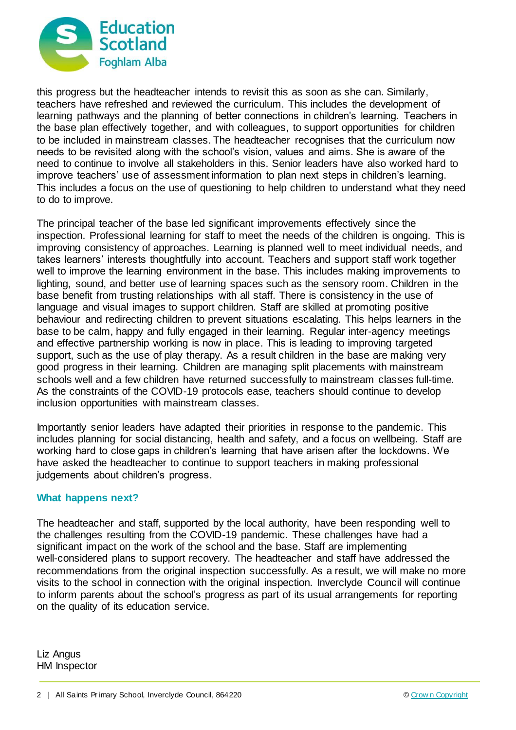this progress but the headteacher intends to revisit this as soon as she can. Similarly, teachers have refreshed and reviewed the curriculum. This includes the development of learning pathways and the planning of better connections in children's learning. Teachers in the base plan effectively together, and with colleagues, to support opportunities for children to be included in mainstream classes. The headteacher recognises that the curriculum now needs to be revisited along with the school's vision, values and aims. She is aware of the need to continue to involve all stakeholders in this. Senior leaders have also worked hard to improve teachers' use of assessment information to plan next steps in children's learning. This includes a focus on the use of questioning to help children to understand what they need to do to improve.

The principal teacher of the base led significant improvements effectively since the inspection. Professional learning for staff to meet the needs of the children is ongoing. This is improving consistency of approaches. Learning is planned well to meet individual needs, and takes learners' interests thoughtfully into account. Teachers and support staff work together well to improve the learning environment in the base. This includes making improvements to lighting, sound, and better use of learning spaces such as the sensory room. Children in the base benefit from trusting relationships with all staff. There is consistency in the use of language and visual images to support children. Staff are skilled at promoting positive behaviour and redirecting children to prevent situations escalating. This helps learners in the base to be calm, happy and fully engaged in their learning. Regular inter-agency meetings and effective partnership working is now in place. This is leading to improving targeted support, such as the use of play therapy. As a result children in the base are making very good progress in their learning. Children are managing split placements with mainstream schools well and a few children have returned successfully to mainstream classes full-time. As the constraints of the COVID-19 protocols ease, teachers should continue to develop inclusion opportunities with mainstream classes.

Importantly senior leaders have adapted their priorities in response to the pandemic. This includes planning for social distancing, health and safety, and a focus on wellbeing. Staff are working hard to close gaps in children's learning that have arisen after the lockdowns. We have asked the headteacher to continue to support teachers in making professional judgements about children's progress.

## What happens next?

The headteacher and staff, supported by the local authority, have been responding well to the challenges resulting from the COVID-19 pandemic. These challenges have had a significant impact on the work of the school and the base. Staff are implementing well-considered plans to support recovery. The headteacher and staff have addressed the recommendations from the original inspection successfully. As a result, we will make no more visits to the school in connection with the original inspection. Inverclyde Council will continue to inform parents about the school's progress as part of its usual arrangements for reporting on the quality of its education service.

Liz Angus
HM Inspector